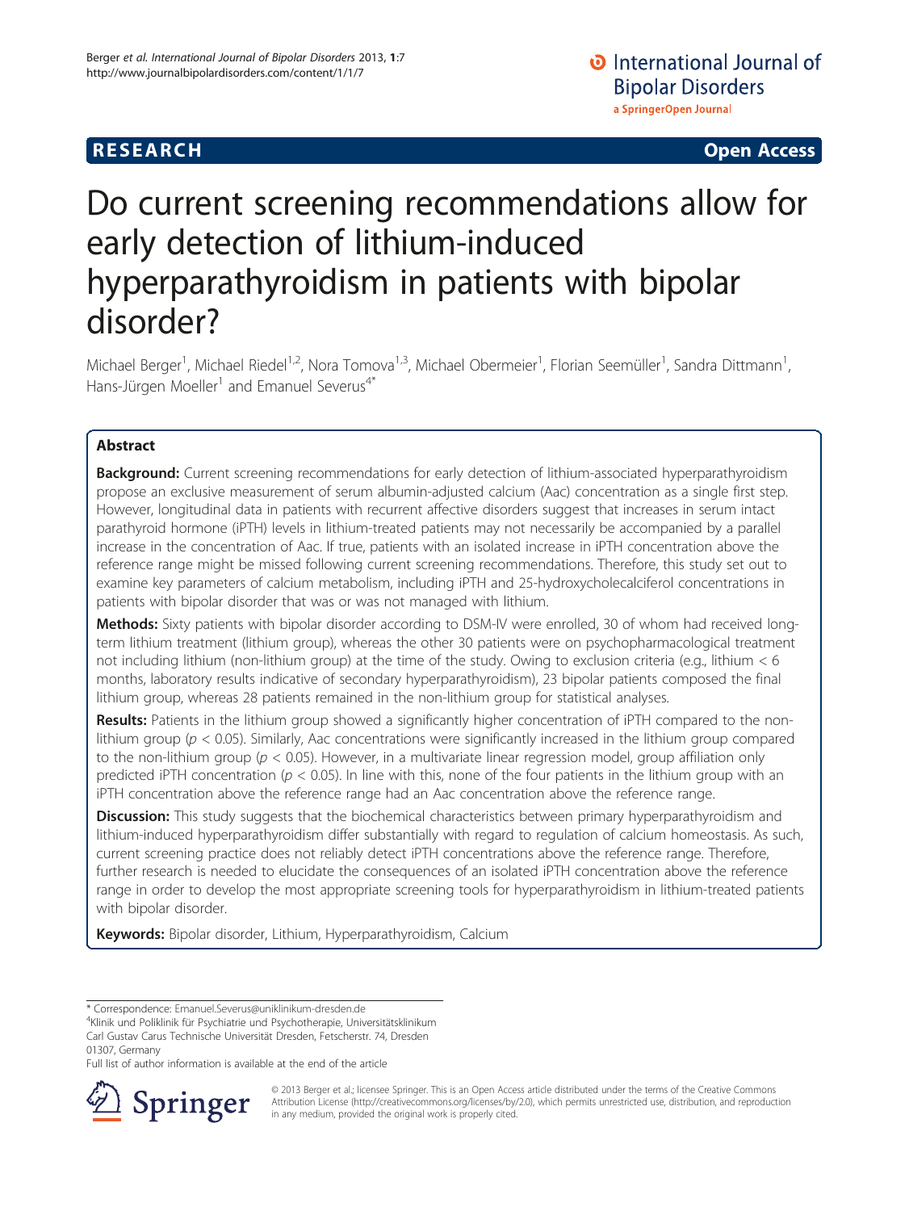**RESEARCH** **Open Access**

# Do current screening recommendations allow for early detection of lithium-induced hyperparathyroidism in patients with bipolar disorder?

Michael Berger[1], Michael Riedel[1,2], Nora Tomova[1,3], Michael Obermeier[1], Florian Seemüller[1], Sandra Dittmann[1], Hans-Jürgen Moeller[1] and Emanuel Severus[4*]

## Abstract

**Background:** Current screening recommendations for early detection of lithium-associated hyperparathyroidism propose an exclusive measurement of serum albumin-adjusted calcium (Aac) concentration as a single first step. However, longitudinal data in patients with recurrent affective disorders suggest that increases in serum intact parathyroid hormone (iPTH) levels in lithium-treated patients may not necessarily be accompanied by a parallel increase in the concentration of Aac. If true, patients with an isolated increase in iPTH concentration above the reference range might be missed following current screening recommendations. Therefore, this study set out to examine key parameters of calcium metabolism, including iPTH and 25-hydroxycholecalciferol concentrations in patients with bipolar disorder that was or was not managed with lithium.

**Methods:** Sixty patients with bipolar disorder according to DSM-IV were enrolled, 30 of whom had received long-term lithium treatment (lithium group), whereas the other 30 patients were on psychopharmacological treatment not including lithium (non-lithium group) at the time of the study. Owing to exclusion criteria (e.g., lithium < 6 months, laboratory results indicative of secondary hyperparathyroidism), 23 bipolar patients composed the final lithium group, whereas 28 patients remained in the non-lithium group for statistical analyses.

**Results:** Patients in the lithium group showed a significantly higher concentration of iPTH compared to the non-lithium group ($p < 0.05$). Similarly, Aac concentrations were significantly increased in the lithium group compared to the non-lithium group ($p < 0.05$). However, in a multivariate linear regression model, group affiliation only predicted iPTH concentration ($p < 0.05$). In line with this, none of the four patients in the lithium group with an iPTH concentration above the reference range had an Aac concentration above the reference range.

**Discussion:** This study suggests that the biochemical characteristics between primary hyperparathyroidism and lithium-induced hyperparathyroidism differ substantially with regard to regulation of calcium homeostasis. As such, current screening practice does not reliably detect iPTH concentrations above the reference range. Therefore, further research is needed to elucidate the consequences of an isolated iPTH concentration above the reference range in order to develop the most appropriate screening tools for hyperparathyroidism in lithium-treated patients with bipolar disorder.

**Keywords:** Bipolar disorder, Lithium, Hyperparathyroidism, Calcium

\* Correspondence: Emanuel.Severus@uniklinikum-dresden.de

[4]Klinik und Poliklinik für Psychiatrie und Psychotherapie, Universitätsklinikum Carl Gustav Carus Technische Universität Dresden, Fetscherstr. 74, Dresden 01307, Germany

Full list of author information is available at the end of the article

© 2013 Berger et al.; licensee Springer. This is an Open Access article distributed under the terms of the Creative Commons Attribution License (http://creativecommons.org/licenses/by/2.0), which permits unrestricted use, distribution, and reproduction in any medium, provided the original work is properly cited.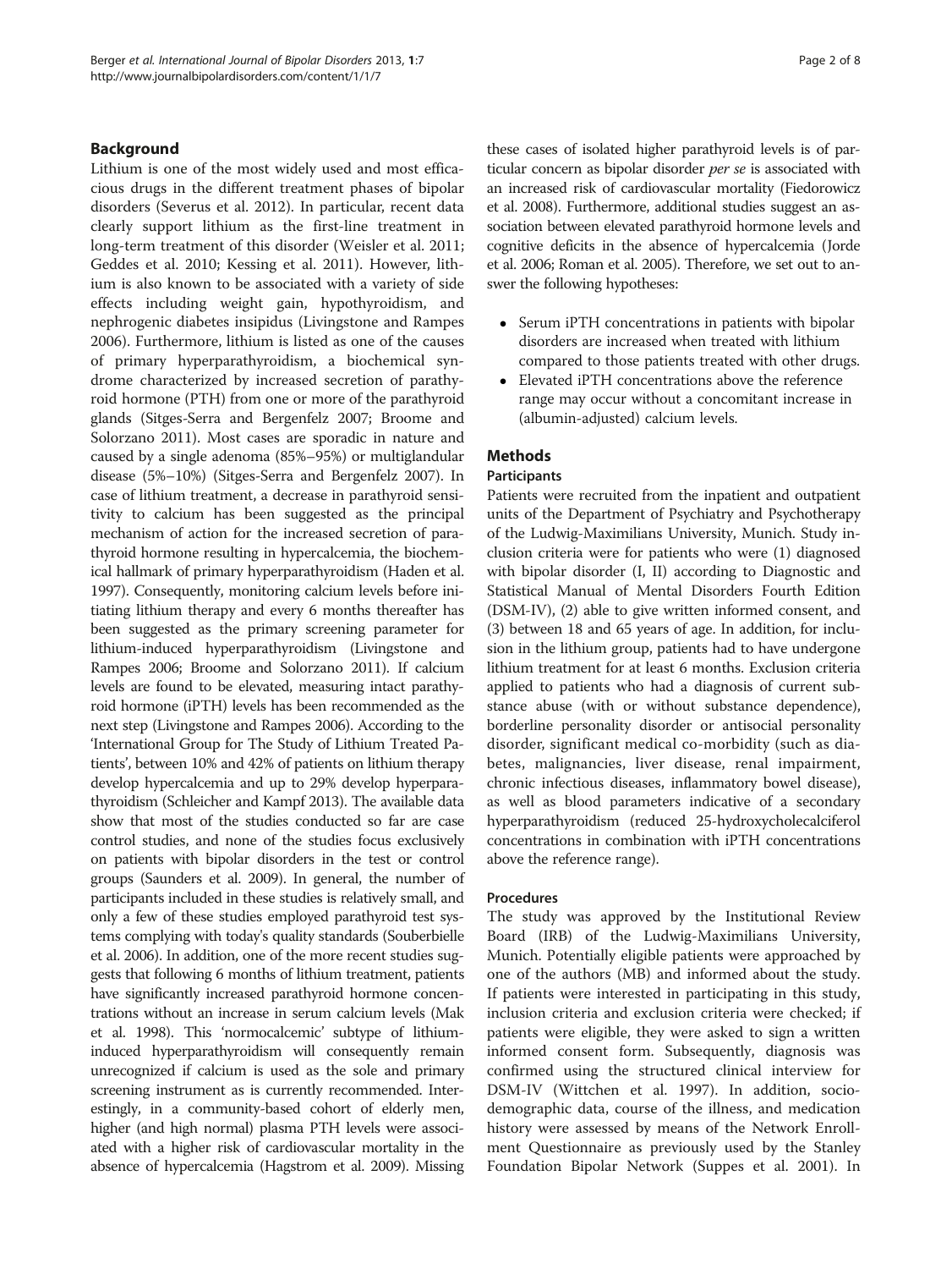## Background

Lithium is one of the most widely used and most efficacious drugs in the different treatment phases of bipolar disorders (Severus et al. 2012). In particular, recent data clearly support lithium as the first-line treatment in long-term treatment of this disorder (Weisler et al. 2011; Geddes et al. 2010; Kessing et al. 2011). However, lithium is also known to be associated with a variety of side effects including weight gain, hypothyroidism, and nephrogenic diabetes insipidus (Livingstone and Rampes 2006). Furthermore, lithium is listed as one of the causes of primary hyperparathyroidism, a biochemical syndrome characterized by increased secretion of parathyroid hormone (PTH) from one or more of the parathyroid glands (Sitges-Serra and Bergenfelz 2007; Broome and Solorzano 2011). Most cases are sporadic in nature and caused by a single adenoma (85%–95%) or multiglandular disease (5%–10%) (Sitges-Serra and Bergenfelz 2007). In case of lithium treatment, a decrease in parathyroid sensitivity to calcium has been suggested as the principal mechanism of action for the increased secretion of parathyroid hormone resulting in hypercalcemia, the biochemical hallmark of primary hyperparathyroidism (Haden et al. 1997). Consequently, monitoring calcium levels before initiating lithium therapy and every 6 months thereafter has been suggested as the primary screening parameter for lithium-induced hyperparathyroidism (Livingstone and Rampes 2006; Broome and Solorzano 2011). If calcium levels are found to be elevated, measuring intact parathyroid hormone (iPTH) levels has been recommended as the next step (Livingstone and Rampes 2006). According to the 'International Group for The Study of Lithium Treated Patients', between 10% and 42% of patients on lithium therapy develop hypercalcemia and up to 29% develop hyperparathyroidism (Schleicher and Kampf 2013). The available data show that most of the studies conducted so far are case control studies, and none of the studies focus exclusively on patients with bipolar disorders in the test or control groups (Saunders et al. 2009). In general, the number of participants included in these studies is relatively small, and only a few of these studies employed parathyroid test systems complying with today's quality standards (Souberbielle et al. 2006). In addition, one of the more recent studies suggests that following 6 months of lithium treatment, patients have significantly increased parathyroid hormone concentrations without an increase in serum calcium levels (Mak et al. 1998). This 'normocalcemic' subtype of lithium-induced hyperparathyroidism will consequently remain unrecognized if calcium is used as the sole and primary screening instrument as is currently recommended. Interestingly, in a community-based cohort of elderly men, higher (and high normal) plasma PTH levels were associated with a higher risk of cardiovascular mortality in the absence of hypercalcemia (Hagstrom et al. 2009). Missing these cases of isolated higher parathyroid levels is of particular concern as bipolar disorder *per se* is associated with an increased risk of cardiovascular mortality (Fiedorowicz et al. 2008). Furthermore, additional studies suggest an association between elevated parathyroid hormone levels and cognitive deficits in the absence of hypercalcemia (Jorde et al. 2006; Roman et al. 2005). Therefore, we set out to answer the following hypotheses:

- Serum iPTH concentrations in patients with bipolar disorders are increased when treated with lithium compared to those patients treated with other drugs.
- Elevated iPTH concentrations above the reference range may occur without a concomitant increase in (albumin-adjusted) calcium levels.

## Methods

### Participants

Patients were recruited from the inpatient and outpatient units of the Department of Psychiatry and Psychotherapy of the Ludwig-Maximilians University, Munich. Study inclusion criteria were for patients who were (1) diagnosed with bipolar disorder (I, II) according to Diagnostic and Statistical Manual of Mental Disorders Fourth Edition (DSM-IV), (2) able to give written informed consent, and (3) between 18 and 65 years of age. In addition, for inclusion in the lithium group, patients had to have undergone lithium treatment for at least 6 months. Exclusion criteria applied to patients who had a diagnosis of current substance abuse (with or without substance dependence), borderline personality disorder or antisocial personality disorder, significant medical co-morbidity (such as diabetes, malignancies, liver disease, renal impairment, chronic infectious diseases, inflammatory bowel disease), as well as blood parameters indicative of a secondary hyperparathyroidism (reduced 25-hydroxycholecalciferol concentrations in combination with iPTH concentrations above the reference range).

### Procedures

The study was approved by the Institutional Review Board (IRB) of the Ludwig-Maximilians University, Munich. Potentially eligible patients were approached by one of the authors (MB) and informed about the study. If patients were interested in participating in this study, inclusion criteria and exclusion criteria were checked; if patients were eligible, they were asked to sign a written informed consent form. Subsequently, diagnosis was confirmed using the structured clinical interview for DSM-IV (Wittchen et al. 1997). In addition, sociodemographic data, course of the illness, and medication history were assessed by means of the Network Enrollment Questionnaire as previously used by the Stanley Foundation Bipolar Network (Suppes et al. 2001). In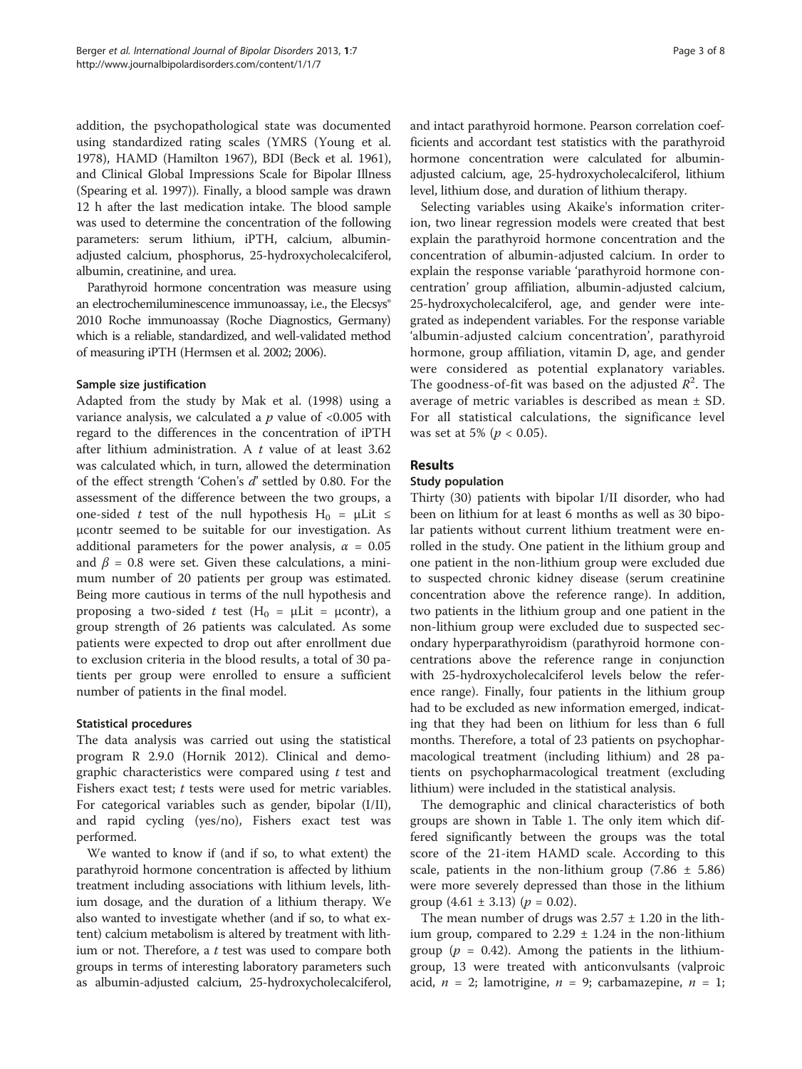addition, the psychopathological state was documented using standardized rating scales (YMRS (Young et al. 1978), HAMD (Hamilton 1967), BDI (Beck et al. 1961), and Clinical Global Impressions Scale for Bipolar Illness (Spearing et al. 1997)). Finally, a blood sample was drawn 12 h after the last medication intake. The blood sample was used to determine the concentration of the following parameters: serum lithium, iPTH, calcium, albumin-adjusted calcium, phosphorus, 25-hydroxycholecalciferol, albumin, creatinine, and urea.

Parathyroid hormone concentration was measure using an electrochemiluminescence immunoassay, i.e., the Elecsys® 2010 Roche immunoassay (Roche Diagnostics, Germany) which is a reliable, standardized, and well-validated method of measuring iPTH (Hermsen et al. 2002; 2006).

### Sample size justification

Adapted from the study by Mak et al. (1998) using a variance analysis, we calculated a $p$ value of <0.005 with regard to the differences in the concentration of iPTH after lithium administration. A $t$ value of at least 3.62 was calculated which, in turn, allowed the determination of the effect strength 'Cohen's $d$' settled by 0.80. For the assessment of the difference between the two groups, a one-sided $t$ test of the null hypothesis $H_0 = \mu\text{Lit} \leq \mu\text{contr}$ seemed to be suitable for our investigation. As additional parameters for the power analysis, $\alpha = 0.05$ and $\beta = 0.8$ were set. Given these calculations, a minimum number of 20 patients per group was estimated. Being more cautious in terms of the null hypothesis and proposing a two-sided $t$ test ($H_0 = \mu\text{Lit} = \mu\text{contr}$), a group strength of 26 patients was calculated. As some patients were expected to drop out after enrollment due to exclusion criteria in the blood results, a total of 30 patients per group were enrolled to ensure a sufficient number of patients in the final model.

### Statistical procedures

The data analysis was carried out using the statistical program R 2.9.0 (Hornik 2012). Clinical and demographic characteristics were compared using $t$ test and Fishers exact test; $t$ tests were used for metric variables. For categorical variables such as gender, bipolar (I/II), and rapid cycling (yes/no), Fishers exact test was performed.

We wanted to know if (and if so, to what extent) the parathyroid hormone concentration is affected by lithium treatment including associations with lithium levels, lithium dosage, and the duration of a lithium therapy. We also wanted to investigate whether (and if so, to what extent) calcium metabolism is altered by treatment with lithium or not. Therefore, a $t$ test was used to compare both groups in terms of interesting laboratory parameters such as albumin-adjusted calcium, 25-hydroxycholecalciferol, and intact parathyroid hormone. Pearson correlation coefficients and accordant test statistics with the parathyroid hormone concentration were calculated for albumin-adjusted calcium, age, 25-hydroxycholecalciferol, lithium level, lithium dose, and duration of lithium therapy.

Selecting variables using Akaike's information criterion, two linear regression models were created that best explain the parathyroid hormone concentration and the concentration of albumin-adjusted calcium. In order to explain the response variable 'parathyroid hormone concentration' group affiliation, albumin-adjusted calcium, 25-hydroxycholecalciferol, age, and gender were integrated as independent variables. For the response variable 'albumin-adjusted calcium concentration', parathyroid hormone, group affiliation, vitamin D, age, and gender were considered as potential explanatory variables. The goodness-of-fit was based on the adjusted $R^2$. The average of metric variables is described as mean ± SD. For all statistical calculations, the significance level was set at 5% ($p < 0.05$).

## Results

### Study population

Thirty (30) patients with bipolar I/II disorder, who had been on lithium for at least 6 months as well as 30 bipolar patients without current lithium treatment were enrolled in the study. One patient in the lithium group and one patient in the non-lithium group were excluded due to suspected chronic kidney disease (serum creatinine concentration above the reference range). In addition, two patients in the lithium group and one patient in the non-lithium group were excluded due to suspected secondary hyperparathyroidism (parathyroid hormone concentrations above the reference range in conjunction with 25-hydroxycholecalciferol levels below the reference range). Finally, four patients in the lithium group had to be excluded as new information emerged, indicating that they had been on lithium for less than 6 full months. Therefore, a total of 23 patients on psychopharmacological treatment (including lithium) and 28 patients on psychopharmacological treatment (excluding lithium) were included in the statistical analysis.

The demographic and clinical characteristics of both groups are shown in Table 1. The only item which differed significantly between the groups was the total score of the 21-item HAMD scale. According to this scale, patients in the non-lithium group (7.86 ± 5.86) were more severely depressed than those in the lithium group (4.61 ± 3.13) ($p = 0.02$).

The mean number of drugs was 2.57 ± 1.20 in the lithium group, compared to 2.29 ± 1.24 in the non-lithium group ($p = 0.42$). Among the patients in the lithium-group, 13 were treated with anticonvulsants (valproic acid, $n = 2$; lamotrigine, $n = 9$; carbamazepine, $n = 1$;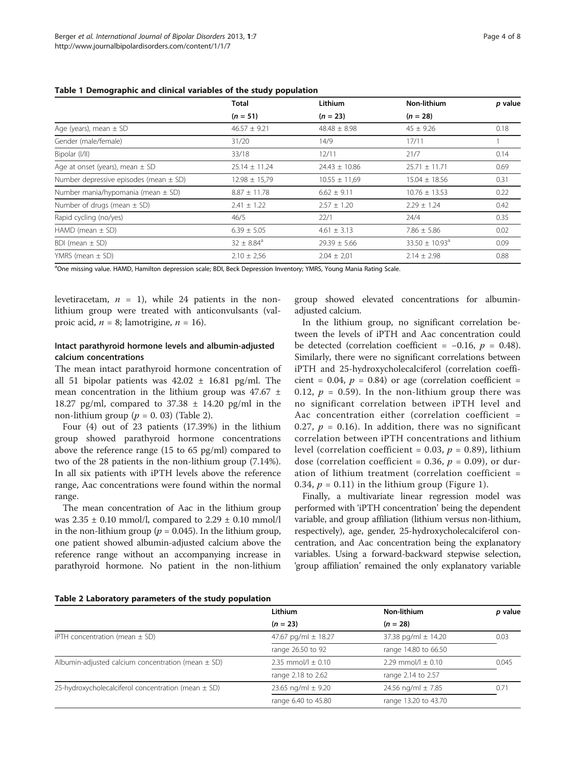**Table 1 Demographic and clinical variables of the study population**

| | Total | Lithium | Non-lithium | *p* value |
|---|---|---|---|---|
| | (*n* = 51) | (*n* = 23) | (*n* = 28) | |
| Age (years), mean ± SD | 46.57 ± 9.21 | 48.48 ± 8.98 | 45 ± 9.26 | 0.18 |
| Gender (male/female) | 31/20 | 14/9 | 17/11 | 1 |
| Bipolar (I/II) | 33/18 | 12/11 | 21/7 | 0.14 |
| Age at onset (years), mean ± SD | 25.14 ± 11.24 | 24.43 ± 10.86 | 25.71 ± 11.71 | 0.69 |
| Number depressive episodes (mean ± SD) | 12.98 ± 15,79 | 10.55 ± 11,69 | 15.04 ± 18.56 | 0.31 |
| Number mania/hypomania (mean ± SD) | 8.87 ± 11.78 | 6.62 ± 9.11 | 10.76 ± 13.53 | 0.22 |
| Number of drugs (mean ± SD) | 2.41 ± 1.22 | 2.57 ± 1.20 | 2.29 ± 1.24 | 0.42 |
| Rapid cycling (no/yes) | 46/5 | 22/1 | 24/4 | 0.35 |
| HAMD (mean ± SD) | 6.39 ± 5.05 | 4.61 ± 3.13 | 7.86 ± 5.86 | 0.02 |
| BDI (mean ± SD) | 32 ± 8.84[a] | 29.39 ± 5.66 | 33.50 ± 10.93[a] | 0.09 |
| YMRS (mean ± SD) | 2.10 ± 2,56 | 2.04 ± 2,01 | 2.14 ± 2.98 | 0.88 |

[a]One missing value. HAMD, Hamilton depression scale; BDI, Beck Depression Inventory; YMRS, Young Mania Rating Scale.

levetiracetam, $n = 1$), while 24 patients in the non-lithium group were treated with anticonvulsants (valproic acid, $n = 8$; lamotrigine, $n = 16$).

### Intact parathyroid hormone levels and albumin-adjusted calcium concentrations

The mean intact parathyroid hormone concentration of all 51 bipolar patients was 42.02 ± 16.81 pg/ml. The mean concentration in the lithium group was 47.67 ± 18.27 pg/ml, compared to 37.38 ± 14.20 pg/ml in the non-lithium group ($p = 0.03$) (Table 2).

Four (4) out of 23 patients (17.39%) in the lithium group showed parathyroid hormone concentrations above the reference range (15 to 65 pg/ml) compared to two of the 28 patients in the non-lithium group (7.14%). In all six patients with iPTH levels above the reference range, Aac concentrations were found within the normal range.

The mean concentration of Aac in the lithium group was 2.35 ± 0.10 mmol/l, compared to 2.29 ± 0.10 mmol/l in the non-lithium group ($p = 0.045$). In the lithium group, one patient showed albumin-adjusted calcium above the reference range without an accompanying increase in parathyroid hormone. No patient in the non-lithium group showed elevated concentrations for albumin-adjusted calcium.

In the lithium group, no significant correlation between the levels of iPTH and Aac concentration could be detected (correlation coefficient = −0.16, $p = 0.48$). Similarly, there were no significant correlations between iPTH and 25-hydroxycholecalciferol (correlation coefficient = 0.04, $p = 0.84$) or age (correlation coefficient = 0.12, $p = 0.59$). In the non-lithium group there was no significant correlation between iPTH level and Aac concentration either (correlation coefficient = 0.27, $p = 0.16$). In addition, there was no significant correlation between iPTH concentrations and lithium level (correlation coefficient = 0.03, $p = 0.89$), lithium dose (correlation coefficient = 0.36, $p = 0.09$), or duration of lithium treatment (correlation coefficient = 0.34, $p = 0.11$) in the lithium group (Figure 1).

Finally, a multivariate linear regression model was performed with 'iPTH concentration' being the dependent variable, and group affiliation (lithium versus non-lithium, respectively), age, gender, 25-hydroxycholecalciferol concentration, and Aac concentration being the explanatory variables. Using a forward-backward stepwise selection, 'group affiliation' remained the only explanatory variable

**Table 2 Laboratory parameters of the study population**

| | Lithium | Non-lithium | *p* value |
|---|---|---|---|
| | (*n* = 23) | (*n* = 28) | |
| iPTH concentration (mean ± SD) | 47.67 pg/ml ± 18.27 | 37.38 pg/ml ± 14.20 | 0.03 |
| | range 26.50 to 92 | range 14.80 to 66.50 | |
| Albumin-adjusted calcium concentration (mean ± SD) | 2.35 mmol/l ± 0.10 | 2.29 mmol/l ± 0.10 | 0.045 |
| | range 2.18 to 2.62 | range 2.14 to 2.57 | |
| 25-hydroxycholecalciferol concentration (mean ± SD) | 23.65 ng/ml ± 9.20 | 24.56 ng/ml ± 7.85 | 0.71 |
| | range 6.40 to 45.80 | range 13.20 to 43.70 | |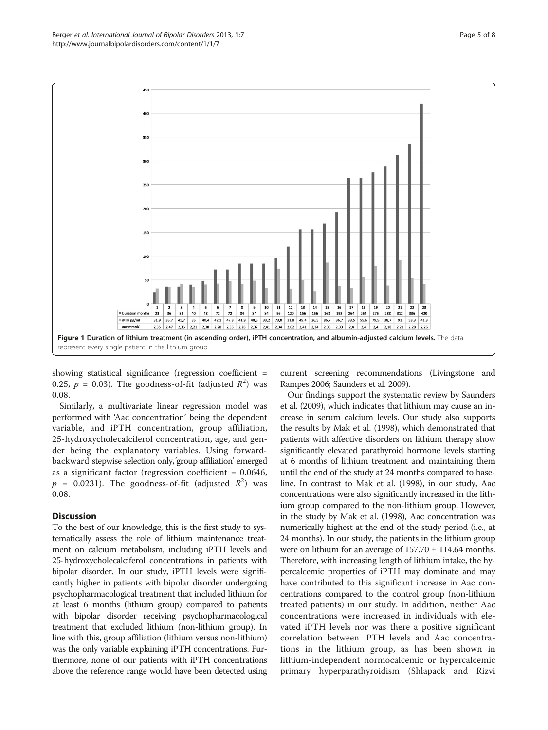| | 1 | 2 | 3 | 4 | 5 | 6 | 7 | 8 | 9 | 10 | 11 | 12 | 13 | 14 | 15 | 16 | 17 | 18 | 19 | 20 | 21 | 22 | 23 |
|---|---|---|---|---|---|---|---|---|---|---|---|---|---|---|---|---|---|---|---|---|---|---|---|
| Duration months | 23 | 36 | 36 | 40 | 48 | 72 | 72 | 84 | 84 | 84 | 96 | 120 | 156 | 156 | 168 | 192 | 264 | 264 | 276 | 288 | 312 | 336 | 420 |
| iPTH pg/ml | 31,9 | 35,7 | 41,7 | 35 | 40,4 | 42,1 | 47,3 | 41,9 | 48,5 | 33,2 | 73,8 | 31,8 | 49,4 | 26,5 | 86,7 | 36,7 | 33,5 | 55,6 | 79,5 | 38,7 | 92 | 53,3 | 41,3 |
| aac mmol/l | 2,35 | 2,47 | 2,36 | 2,21 | 2,38 | 2,28 | 2,35 | 2,26 | 2,37 | 2,41 | 2,34 | 2,62 | 2,41 | 2,34 | 2,35 | 2,33 | 2,4 | 2,4 | 2,4 | 2,18 | 2,21 | 2,28 | 2,26 |

**Figure 1 Duration of lithium treatment (in ascending order), iPTH concentration, and albumin-adjusted calcium levels.** The data represent every single patient in the lithium group.

showing statistical significance (regression coefficient = 0.25, $p = 0.03$). The goodness-of-fit (adjusted $R^2$) was 0.08.

Similarly, a multivariate linear regression model was performed with 'Aac concentration' being the dependent variable, and iPTH concentration, group affiliation, 25-hydroxycholecalciferol concentration, age, and gender being the explanatory variables. Using forward-backward stepwise selection only, 'group affiliation' emerged as a significant factor (regression coefficient = 0.0646, $p = 0.0231$). The goodness-of-fit (adjusted $R^2$) was 0.08.

## Discussion

To the best of our knowledge, this is the first study to systematically assess the role of lithium maintenance treatment on calcium metabolism, including iPTH levels and 25-hydroxycholecalciferol concentrations in patients with bipolar disorder. In our study, iPTH levels were significantly higher in patients with bipolar disorder undergoing psychopharmacological treatment that included lithium for at least 6 months (lithium group) compared to patients with bipolar disorder receiving psychopharmacological treatment that excluded lithium (non-lithium group). In line with this, group affiliation (lithium versus non-lithium) was the only variable explaining iPTH concentrations. Furthermore, none of our patients with iPTH concentrations above the reference range would have been detected using current screening recommendations (Livingstone and Rampes 2006; Saunders et al. 2009).

Our findings support the systematic review by Saunders et al. (2009), which indicates that lithium may cause an increase in serum calcium levels. Our study also supports the results by Mak et al. (1998), which demonstrated that patients with affective disorders on lithium therapy show significantly elevated parathyroid hormone levels starting at 6 months of lithium treatment and maintaining them until the end of the study at 24 months compared to baseline. In contrast to Mak et al. (1998), in our study, Aac concentrations were also significantly increased in the lithium group compared to the non-lithium group. However, in the study by Mak et al. (1998), Aac concentration was numerically highest at the end of the study period (i.e., at 24 months). In our study, the patients in the lithium group were on lithium for an average of 157.70 ± 114.64 months. Therefore, with increasing length of lithium intake, the hypercalcemic properties of iPTH may dominate and may have contributed to this significant increase in Aac concentrations compared to the control group (non-lithium treated patients) in our study. In addition, neither Aac concentrations were increased in individuals with elevated iPTH levels nor was there a positive significant correlation between iPTH levels and Aac concentrations in the lithium group, as has been shown in lithium-independent normocalcemic or hypercalcemic primary hyperparathyroidism (Shlapack and Rizvi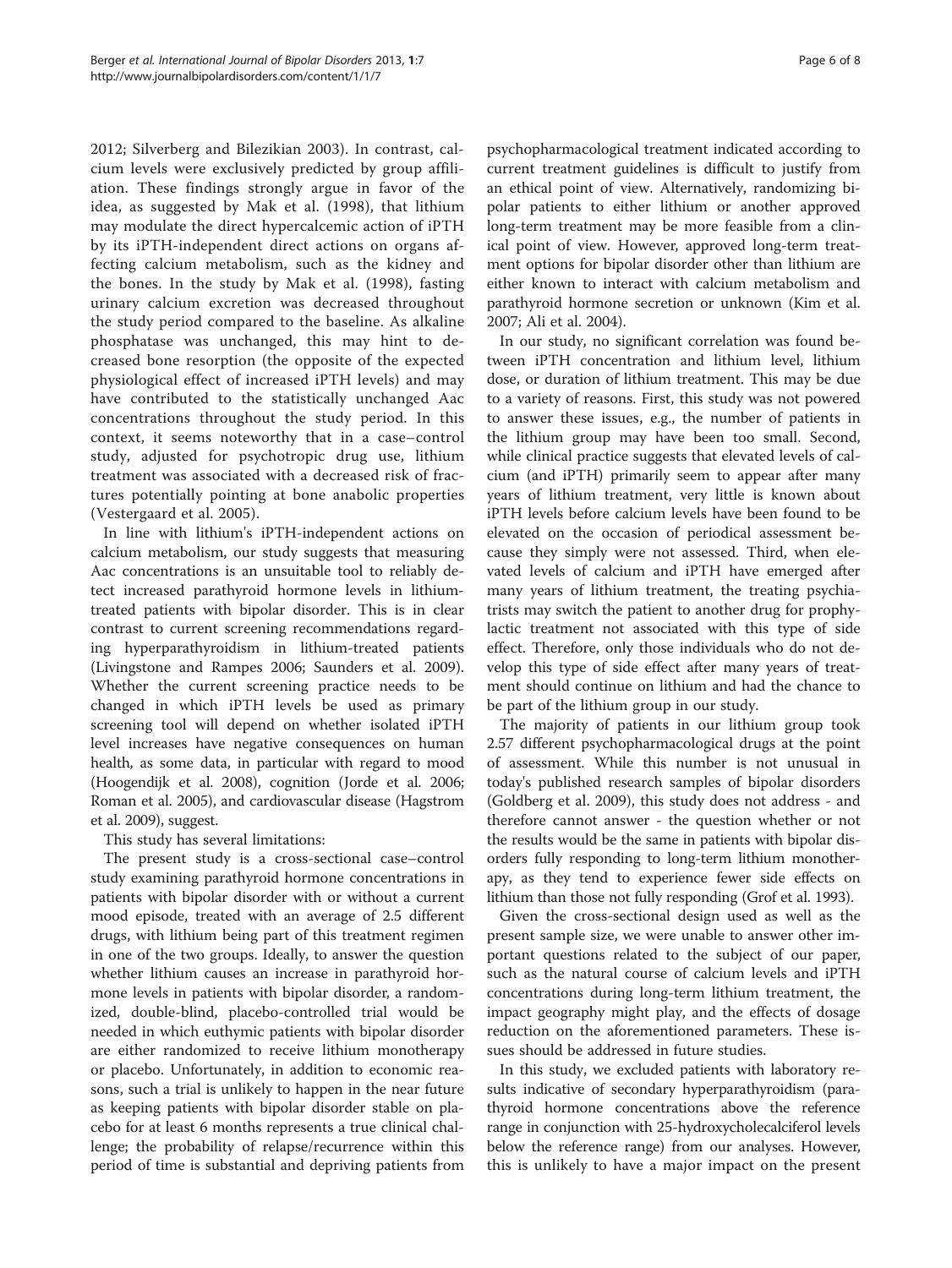2012; Silverberg and Bilezikian 2003). In contrast, calcium levels were exclusively predicted by group affiliation. These findings strongly argue in favor of the idea, as suggested by Mak et al. (1998), that lithium may modulate the direct hypercalcemic action of iPTH by its iPTH-independent direct actions on organs affecting calcium metabolism, such as the kidney and the bones. In the study by Mak et al. (1998), fasting urinary calcium excretion was decreased throughout the study period compared to the baseline. As alkaline phosphatase was unchanged, this may hint to decreased bone resorption (the opposite of the expected physiological effect of increased iPTH levels) and may have contributed to the statistically unchanged Aac concentrations throughout the study period. In this context, it seems noteworthy that in a case–control study, adjusted for psychotropic drug use, lithium treatment was associated with a decreased risk of fractures potentially pointing at bone anabolic properties (Vestergaard et al. 2005).

In line with lithium's iPTH-independent actions on calcium metabolism, our study suggests that measuring Aac concentrations is an unsuitable tool to reliably detect increased parathyroid hormone levels in lithium-treated patients with bipolar disorder. This is in clear contrast to current screening recommendations regarding hyperparathyroidism in lithium-treated patients (Livingstone and Rampes 2006; Saunders et al. 2009). Whether the current screening practice needs to be changed in which iPTH levels be used as primary screening tool will depend on whether isolated iPTH level increases have negative consequences on human health, as some data, in particular with regard to mood (Hoogendijk et al. 2008), cognition (Jorde et al. 2006; Roman et al. 2005), and cardiovascular disease (Hagstrom et al. 2009), suggest.

This study has several limitations:

The present study is a cross-sectional case–control study examining parathyroid hormone concentrations in patients with bipolar disorder with or without a current mood episode, treated with an average of 2.5 different drugs, with lithium being part of this treatment regimen in one of the two groups. Ideally, to answer the question whether lithium causes an increase in parathyroid hormone levels in patients with bipolar disorder, a randomized, double-blind, placebo-controlled trial would be needed in which euthymic patients with bipolar disorder are either randomized to receive lithium monotherapy or placebo. Unfortunately, in addition to economic reasons, such a trial is unlikely to happen in the near future as keeping patients with bipolar disorder stable on placebo for at least 6 months represents a true clinical challenge; the probability of relapse/recurrence within this period of time is substantial and depriving patients from psychopharmacological treatment indicated according to current treatment guidelines is difficult to justify from an ethical point of view. Alternatively, randomizing bipolar patients to either lithium or another approved long-term treatment may be more feasible from a clinical point of view. However, approved long-term treatment options for bipolar disorder other than lithium are either known to interact with calcium metabolism and parathyroid hormone secretion or unknown (Kim et al. 2007; Ali et al. 2004).

In our study, no significant correlation was found between iPTH concentration and lithium level, lithium dose, or duration of lithium treatment. This may be due to a variety of reasons. First, this study was not powered to answer these issues, e.g., the number of patients in the lithium group may have been too small. Second, while clinical practice suggests that elevated levels of calcium (and iPTH) primarily seem to appear after many years of lithium treatment, very little is known about iPTH levels before calcium levels have been found to be elevated on the occasion of periodical assessment because they simply were not assessed. Third, when elevated levels of calcium and iPTH have emerged after many years of lithium treatment, the treating psychiatrists may switch the patient to another drug for prophylactic treatment not associated with this type of side effect. Therefore, only those individuals who do not develop this type of side effect after many years of treatment should continue on lithium and had the chance to be part of the lithium group in our study.

The majority of patients in our lithium group took 2.57 different psychopharmacological drugs at the point of assessment. While this number is not unusual in today's published research samples of bipolar disorders (Goldberg et al. 2009), this study does not address - and therefore cannot answer - the question whether or not the results would be the same in patients with bipolar disorders fully responding to long-term lithium monotherapy, as they tend to experience fewer side effects on lithium than those not fully responding (Grof et al. 1993).

Given the cross-sectional design used as well as the present sample size, we were unable to answer other important questions related to the subject of our paper, such as the natural course of calcium levels and iPTH concentrations during long-term lithium treatment, the impact geography might play, and the effects of dosage reduction on the aforementioned parameters. These issues should be addressed in future studies.

In this study, we excluded patients with laboratory results indicative of secondary hyperparathyroidism (parathyroid hormone concentrations above the reference range in conjunction with 25-hydroxycholecalciferol levels below the reference range) from our analyses. However, this is unlikely to have a major impact on the present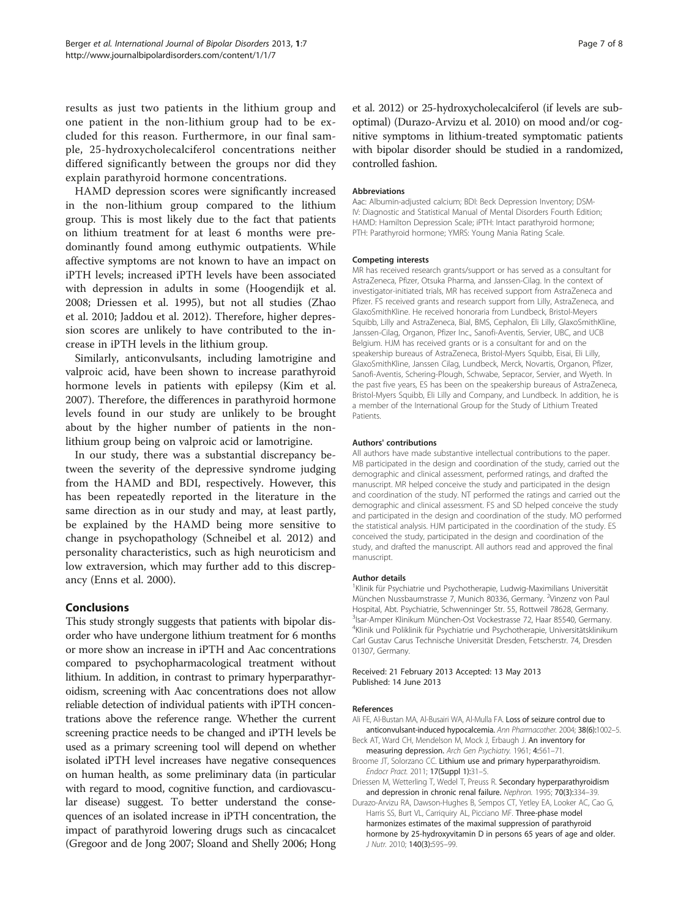results as just two patients in the lithium group and one patient in the non-lithium group had to be excluded for this reason. Furthermore, in our final sample, 25-hydroxycholecalciferol concentrations neither differed significantly between the groups nor did they explain parathyroid hormone concentrations.

HAMD depression scores were significantly increased in the non-lithium group compared to the lithium group. This is most likely due to the fact that patients on lithium treatment for at least 6 months were predominantly found among euthymic outpatients. While affective symptoms are not known to have an impact on iPTH levels; increased iPTH levels have been associated with depression in adults in some (Hoogendijk et al. 2008; Driessen et al. 1995), but not all studies (Zhao et al. 2010; Jaddou et al. 2012). Therefore, higher depression scores are unlikely to have contributed to the increase in iPTH levels in the lithium group.

Similarly, anticonvulsants, including lamotrigine and valproic acid, have been shown to increase parathyroid hormone levels in patients with epilepsy (Kim et al. 2007). Therefore, the differences in parathyroid hormone levels found in our study are unlikely to be brought about by the higher number of patients in the non-lithium group being on valproic acid or lamotrigine.

In our study, there was a substantial discrepancy between the severity of the depressive syndrome judging from the HAMD and BDI, respectively. However, this has been repeatedly reported in the literature in the same direction as in our study and may, at least partly, be explained by the HAMD being more sensitive to change in psychopathology (Schneibel et al. 2012) and personality characteristics, such as high neuroticism and low extraversion, which may further add to this discrepancy (Enns et al. 2000).

## Conclusions

This study strongly suggests that patients with bipolar disorder who have undergone lithium treatment for 6 months or more show an increase in iPTH and Aac concentrations compared to psychopharmacological treatment without lithium. In addition, in contrast to primary hyperparathyroidism, screening with Aac concentrations does not allow reliable detection of individual patients with iPTH concentrations above the reference range. Whether the current screening practice needs to be changed and iPTH levels be used as a primary screening tool will depend on whether isolated iPTH level increases have negative consequences on human health, as some preliminary data (in particular with regard to mood, cognitive function, and cardiovascular disease) suggest. To better understand the consequences of an isolated increase in iPTH concentration, the impact of parathyroid lowering drugs such as cincacalcet (Gregoor and de Jong 2007; Sloand and Shelly 2006; Hong et al. 2012) or 25-hydroxycholecalciferol (if levels are suboptimal) (Durazo-Arvizu et al. 2010) on mood and/or cognitive symptoms in lithium-treated symptomatic patients with bipolar disorder should be studied in a randomized, controlled fashion.

#### Abbreviations

Aac: Albumin-adjusted calcium; BDI: Beck Depression Inventory; DSM-IV: Diagnostic and Statistical Manual of Mental Disorders Fourth Edition; HAMD: Hamilton Depression Scale; iPTH: Intact parathyroid hormone; PTH: Parathyroid hormone; YMRS: Young Mania Rating Scale.

#### Competing interests

MR has received research grants/support or has served as a consultant for AstraZeneca, Pfizer, Otsuka Pharma, and Janssen-Cilag. In the context of investigator-initiated trials, MR has received support from AstraZeneca and Pfizer. FS received grants and research support from Lilly, AstraZeneca, and GlaxoSmithKline. He received honoraria from Lundbeck, Bristol-Meyers Squibb, Lilly and AstraZeneca, Bial, BMS, Cephalon, Eli Lilly, GlaxoSmithKline, Janssen-Cilag, Organon, Pfizer Inc., Sanofi-Aventis, Servier, UBC, and UCB Belgium. HJM has received grants or is a consultant for and on the speakership bureaus of AstraZeneca, Bristol-Myers Squibb, Eisai, Eli Lilly, GlaxoSmithKline, Janssen Cilag, Lundbeck, Merck, Novartis, Organon, Pfizer, Sanofi-Aventis, Schering-Plough, Schwabe, Sepracor, Servier, and Wyeth. In the past five years, ES has been on the speakership bureaus of AstraZeneca, Bristol-Myers Squibb, Eli Lilly and Company, and Lundbeck. In addition, he is a member of the International Group for the Study of Lithium Treated Patients.

#### Authors' contributions

All authors have made substantive intellectual contributions to the paper. MB participated in the design and coordination of the study, carried out the demographic and clinical assessment, performed ratings, and drafted the manuscript. MR helped conceive the study and participated in the design and coordination of the study. NT performed the ratings and carried out the demographic and clinical assessment. FS and SD helped conceive the study and participated in the design and coordination of the study. MO performed the statistical analysis. HJM participated in the coordination of the study. ES conceived the study, participated in the design and coordination of the study, and drafted the manuscript. All authors read and approved the final manuscript.

#### Author details

[1]Klinik für Psychiatrie und Psychotherapie, Ludwig-Maximilians Universität München Nussbaumstrasse 7, Munich 80336, Germany. [2]Vinzenz von Paul Hospital, Abt. Psychiatrie, Schwenninger Str. 55, Rottweil 78628, Germany. [3]Isar-Amper Klinikum München-Ost Vockestrasse 72, Haar 85540, Germany. [4]Klinik und Poliklinik für Psychiatrie und Psychotherapie, Universitätsklinikum Carl Gustav Carus Technische Universität Dresden, Fetscherstr. 74, Dresden 01307, Germany.

Received: 21 February 2013 Accepted: 13 May 2013
Published: 14 June 2013

#### References

- Ali FE, Al-Bustan MA, Al-Busairi WA, Al-Mulla FA. Loss of seizure control due to anticonvulsant-induced hypocalcemia. *Ann Pharmacother.* 2004; 38(6):1002–5.
- Beck AT, Ward CH, Mendelson M, Mock J, Erbaugh J. An inventory for measuring depression. *Arch Gen Psychiatry.* 1961; 4:561–71.
- Broome JT, Solorzano CC. Lithium use and primary hyperparathyroidism. *Endocr Pract.* 2011; 17(Suppl 1):31–5.
- Driessen M, Wetterling T, Wedel T, Preuss R. Secondary hyperparathyroidism and depression in chronic renal failure. *Nephron.* 1995; 70(3):334–39.
- Durazo-Arvizu RA, Dawson-Hughes B, Sempos CT, Yetley EA, Looker AC, Cao G, Harris SS, Burt VL, Carriquiry AL, Picciano MF. Three-phase model harmonizes estimates of the maximal suppression of parathyroid hormone by 25-hydroxyvitamin D in persons 65 years of age and older. *J Nutr.* 2010; 140(3):595–99.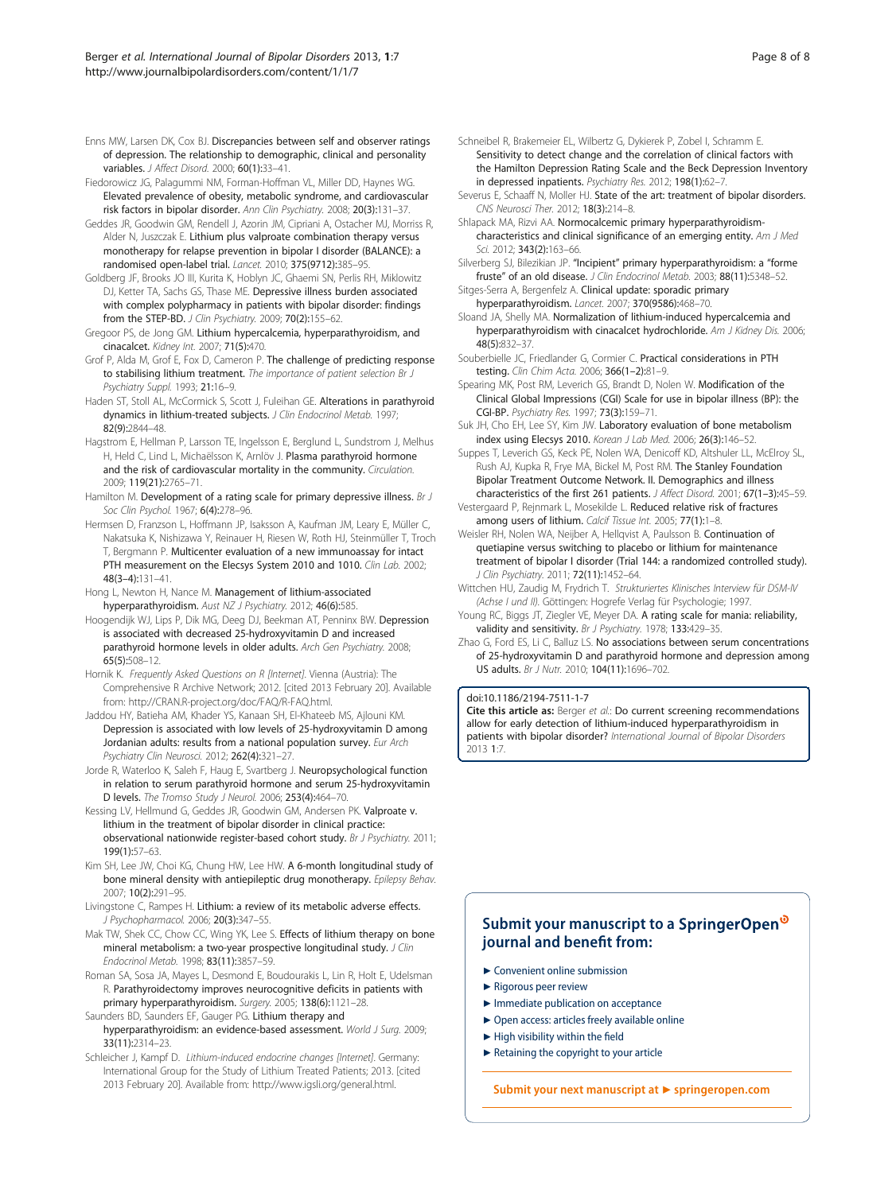Enns MW, Larsen DK, Cox BJ. Discrepancies between self and observer ratings of depression. The relationship to demographic, clinical and personality variables. *J Affect Disord.* 2000; 60(1):33–41.

Fiedorowicz JG, Palagummi NM, Forman-Hoffman VL, Miller DD, Haynes WG. Elevated prevalence of obesity, metabolic syndrome, and cardiovascular risk factors in bipolar disorder. *Ann Clin Psychiatry.* 2008; 20(3):131–37.

Geddes JR, Goodwin GM, Rendell J, Azorin JM, Cipriani A, Ostacher MJ, Morriss R, Alder N, Juszczak E. Lithium plus valproate combination therapy versus monotherapy for relapse prevention in bipolar I disorder (BALANCE): a randomised open-label trial. *Lancet.* 2010; 375(9712):385–95.

Goldberg JF, Brooks JO III, Kurita K, Hoblyn JC, Ghaemi SN, Perlis RH, Miklowitz DJ, Ketter TA, Sachs GS, Thase ME. Depressive illness burden associated with complex polypharmacy in patients with bipolar disorder: findings from the STEP-BD. *J Clin Psychiatry.* 2009; 70(2):155–62.

Gregoor PS, de Jong GM. Lithium hypercalcemia, hyperparathyroidism, and cinacalcet. *Kidney Int.* 2007; 71(5):470.

Grof P, Alda M, Grof E, Fox D, Cameron P. The challenge of predicting response to stabilising lithium treatment. *The importance of patient selection Br J Psychiatry Suppl.* 1993; 21:16–9.

Haden ST, Stoll AL, McCormick S, Scott J, Fuleihan GE. Alterations in parathyroid dynamics in lithium-treated subjects. *J Clin Endocrinol Metab.* 1997; 82(9):2844–48.

Hagstrom E, Hellman P, Larsson TE, Ingelsson E, Berglund L, Sundstrom J, Melhus H, Held C, Lind L, Michaëlsson K, Arnlöv J. Plasma parathyroid hormone and the risk of cardiovascular mortality in the community. *Circulation.* 2009; 119(21):2765–71.

Hamilton M. Development of a rating scale for primary depressive illness. *Br J Soc Clin Psychol.* 1967; 6(4):278–96.

Hermsen D, Franzson L, Hoffmann JP, Isaksson A, Kaufman JM, Leary E, Müller C, Nakatsuka K, Nishizawa Y, Reinauer H, Riesen W, Roth HJ, Steinmüller T, Troch T, Bergmann P. Multicenter evaluation of a new immunoassay for intact PTH measurement on the Elecsys System 2010 and 1010. *Clin Lab.* 2002; 48(3–4):131–41.

Hong L, Newton H, Nance M. Management of lithium-associated hyperparathyroidism. *Aust NZ J Psychiatry.* 2012; 46(6):585.

Hoogendijk WJ, Lips P, Dik MG, Deeg DJ, Beekman AT, Penninx BW. Depression is associated with decreased 25-hydroxyvitamin D and increased parathyroid hormone levels in older adults. *Arch Gen Psychiatry.* 2008; 65(5):508–12.

Hornik K. *Frequently Asked Questions on R [Internet].* Vienna (Austria): The Comprehensive R Archive Network; 2012. [cited 2013 February 20]. Available from: http://CRAN.R-project.org/doc/FAQ/R-FAQ.html.

Jaddou HY, Batieha AM, Khader YS, Kanaan SH, El-Khateeb MS, Ajlouni KM. Depression is associated with low levels of 25-hydroxyvitamin D among Jordanian adults: results from a national population survey. *Eur Arch Psychiatry Clin Neurosci.* 2012; 262(4):321–27.

Jorde R, Waterloo K, Saleh F, Haug E, Svartberg J. Neuropsychological function in relation to serum parathyroid hormone and serum 25-hydroxyvitamin D levels. *The Tromso Study J Neurol.* 2006; 253(4):464–70.

Kessing LV, Hellmund G, Geddes JR, Goodwin GM, Andersen PK. Valproate v. lithium in the treatment of bipolar disorder in clinical practice: observational nationwide register-based cohort study. *Br J Psychiatry.* 2011; 199(1):57–63.

Kim SH, Lee JW, Choi KG, Chung HW, Lee HW. A 6-month longitudinal study of bone mineral density with antiepileptic drug monotherapy. *Epilepsy Behav.* 2007; 10(2):291–95.

Livingstone C, Rampes H. Lithium: a review of its metabolic adverse effects. *J Psychopharmacol.* 2006; 20(3):347–55.

Mak TW, Shek CC, Chow CC, Wing YK, Lee S. Effects of lithium therapy on bone mineral metabolism: a two-year prospective longitudinal study. *J Clin Endocrinol Metab.* 1998; 83(11):3857–59.

Roman SA, Sosa JA, Mayes L, Desmond E, Boudourakis L, Lin R, Holt E, Udelsman R. Parathyroidectomy improves neurocognitive deficits in patients with primary hyperparathyroidism. *Surgery.* 2005; 138(6):1121–28.

Saunders BD, Saunders EF, Gauger PG. Lithium therapy and hyperparathyroidism: an evidence-based assessment. *World J Surg.* 2009; 33(11):2314–23.

Schleicher J, Kampf D. *Lithium-induced endocrine changes [Internet].* Germany: International Group for the Study of Lithium Treated Patients; 2013. [cited 2013 February 20]. Available from: http://www.igsli.org/general.html.

Schneibel R, Brakemeier EL, Wilbertz G, Dykierek P, Zobel I, Schramm E. Sensitivity to detect change and the correlation of clinical factors with the Hamilton Depression Rating Scale and the Beck Depression Inventory in depressed inpatients. *Psychiatry Res.* 2012; 198(1):62–7.

Severus E, Schaaff N, Moller HJ. State of the art: treatment of bipolar disorders. *CNS Neurosci Ther.* 2012; 18(3):214–8.

Shlapack MA, Rizvi AA. Normocalcemic primary hyperparathyroidism-characteristics and clinical significance of an emerging entity. *Am J Med Sci.* 2012; 343(2):163–66.

Silverberg SJ, Bilezikian JP. "Incipient" primary hyperparathyroidism: a "forme fruste" of an old disease. *J Clin Endocrinol Metab.* 2003; 88(11):5348–52.

Sitges-Serra A, Bergenfelz A. Clinical update: sporadic primary hyperparathyroidism. *Lancet.* 2007; 370(9586):468–70.

Sloand JA, Shelly MA. Normalization of lithium-induced hypercalcemia and hyperparathyroidism with cinacalcet hydrochloride. *Am J Kidney Dis.* 2006; 48(5):832–37.

Souberbielle JC, Friedlander G, Cormier C. Practical considerations in PTH testing. *Clin Chim Acta.* 2006; 366(1–2):81–9.

Spearing MK, Post RM, Leverich GS, Brandt D, Nolen W. Modification of the Clinical Global Impressions (CGI) Scale for use in bipolar illness (BP): the CGI-BP. *Psychiatry Res.* 1997; 73(3):159–71.

Suk JH, Cho EH, Lee SY, Kim JW. Laboratory evaluation of bone metabolism index using Elecsys 2010. *Korean J Lab Med.* 2006; 26(3):146–52.

Suppes T, Leverich GS, Keck PE, Nolen WA, Denicoff KD, Altshuler LL, McElroy SL, Rush AJ, Kupka R, Frye MA, Bickel M, Post RM. The Stanley Foundation Bipolar Treatment Outcome Network. II. Demographics and illness characteristics of the first 261 patients. *J Affect Disord.* 2001; 67(1–3):45–59.

Vestergaard P, Rejnmark L, Mosekilde L. Reduced relative risk of fractures among users of lithium. *Calcif Tissue Int.* 2005; 77(1):1–8.

Weisler RH, Nolen WA, Neijber A, Hellqvist A, Paulsson B. Continuation of quetiapine versus switching to placebo or lithium for maintenance treatment of bipolar I disorder (Trial 144: a randomized controlled study). *J Clin Psychiatry.* 2011; 72(11):1452–64.

Wittchen HU, Zaudig M, Frydrich T. *Strukturiertes Klinisches Interview für DSM-IV (Achse I und II).* Göttingen: Hogrefe Verlag für Psychologie; 1997.

Young RC, Biggs JT, Ziegler VE, Meyer DA. A rating scale for mania: reliability, validity and sensitivity. *Br J Psychiatry.* 1978; 133:429–35.

Zhao G, Ford ES, Li C, Balluz LS. No associations between serum concentrations of 25-hydroxyvitamin D and parathyroid hormone and depression among US adults. *Br J Nutr.* 2010; 104(11):1696–702.

doi:10.1186/2194-7511-1-7

**Cite this article as:** Berger *et al.*: Do current screening recommendations allow for early detection of lithium-induced hyperparathyroidism in patients with bipolar disorder? *International Journal of Bipolar Disorders* 2013 1:7.

**Submit your manuscript to a SpringerOpen journal and benefit from:**

- ► Convenient online submission
- ► Rigorous peer review
- ► Immediate publication on acceptance
- ► Open access: articles freely available online
- ► High visibility within the field
- ► Retaining the copyright to your article

**Submit your next manuscript at ► springeropen.com**